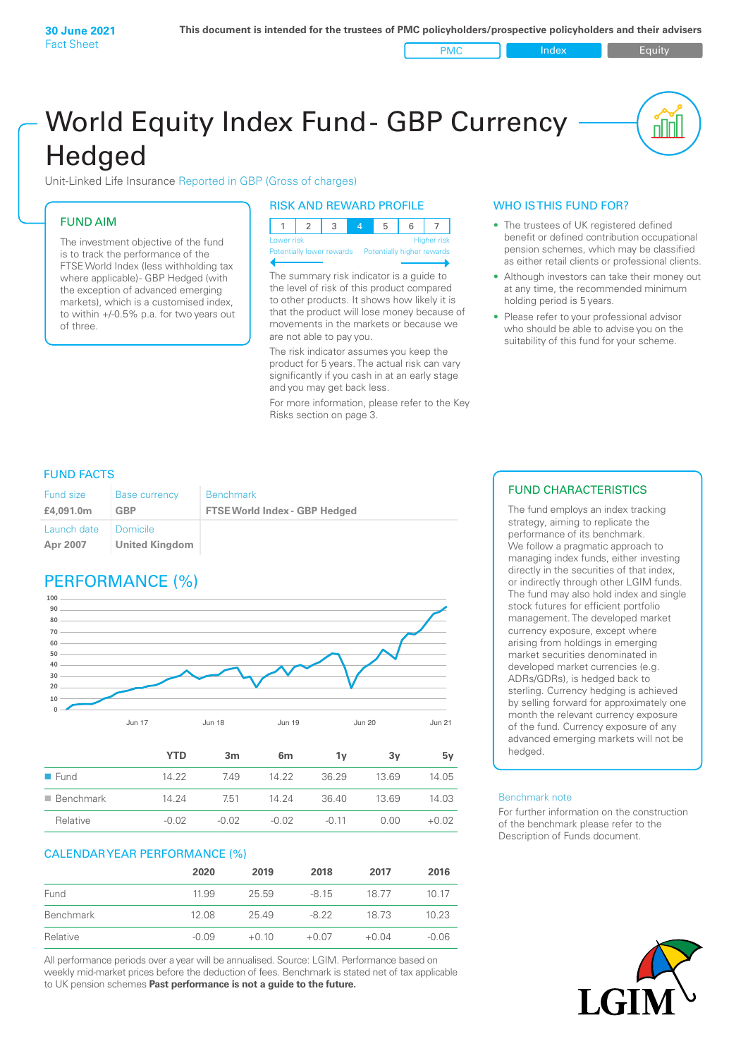**30 June 2021**
Fact Sheet

**This document is intended for the trustees of PMC policyholders/prospective policyholders and their advisers**

PMC | Index | Equity

# World Equity Index Fund - GBP Currency Hedged

Unit-Linked Life Insurance Reported in GBP (Gross of charges)

## FUND AIM

The investment objective of the fund is to track the performance of the FTSE World Index (less withholding tax where applicable)- GBP Hedged (with the exception of advanced emerging markets), which is a customised index, to within +/-0.5% p.a. for two years out of three.

## RISK AND REWARD PROFILE

| 1 | 2 | 3 | 4 | 5 | 6 | 7 |
|---|---|---|---|---|---|---|

Lower risk — Higher risk
Potentially lower rewards — Potentially higher rewards

The summary risk indicator is a guide to the level of risk of this product compared to other products. It shows how likely it is that the product will lose money because of movements in the markets or because we are not able to pay you.

The risk indicator assumes you keep the product for 5 years. The actual risk can vary significantly if you cash in at an early stage and you may get back less.

For more information, please refer to the Key Risks section on page 3.

## WHO IS THIS FUND FOR?

- The trustees of UK registered defined benefit or defined contribution occupational pension schemes, which may be classified as either retail clients or professional clients.
- Although investors can take their money out at any time, the recommended minimum holding period is 5 years.
- Please refer to your professional advisor who should be able to advise you on the suitability of this fund for your scheme.

## FUND FACTS

| Fund size | Base currency | Benchmark |
|---|---|---|
| **£4,091.0m** | **GBP** | **FTSE World Index - GBP Hedged** |
| Launch date | Domicile | |
| **Apr 2007** | **United Kingdom** | |

## PERFORMANCE (%)

| | YTD | 3m | 6m | 1y | 3y | 5y |
|---|---|---|---|---|---|---|
| Fund | 14.22 | 7.49 | 14.22 | 36.29 | 13.69 | 14.05 |
| Benchmark | 14.24 | 7.51 | 14.24 | 36.40 | 13.69 | 14.03 |
| Relative | -0.02 | -0.02 | -0.02 | -0.11 | 0.00 | +0.02 |

## CALENDAR YEAR PERFORMANCE (%)

| | 2020 | 2019 | 2018 | 2017 | 2016 |
|---|---|---|---|---|---|
| Fund | 11.99 | 25.59 | -8.15 | 18.77 | 10.17 |
| Benchmark | 12.08 | 25.49 | -8.22 | 18.73 | 10.23 |
| Relative | -0.09 | +0.10 | +0.07 | +0.04 | -0.06 |

All performance periods over a year will be annualised. Source: LGIM. Performance based on weekly mid-market prices before the deduction of fees. Benchmark is stated net of tax applicable to UK pension schemes **Past performance is not a guide to the future.**

## FUND CHARACTERISTICS

The fund employs an index tracking strategy, aiming to replicate the performance of its benchmark. We follow a pragmatic approach to managing index funds, either investing directly in the securities of that index, or indirectly through other LGIM funds. The fund may also hold index and single stock futures for efficient portfolio management. The developed market currency exposure, except where arising from holdings in emerging market securities denominated in developed market currencies (e.g. ADRs/GDRs), is hedged back to sterling. Currency hedging is achieved by selling forward for approximately one month the relevant currency exposure of the fund. Currency exposure of any advanced emerging markets will not be hedged.

### Benchmark note

For further information on the construction of the benchmark please refer to the Description of Funds document.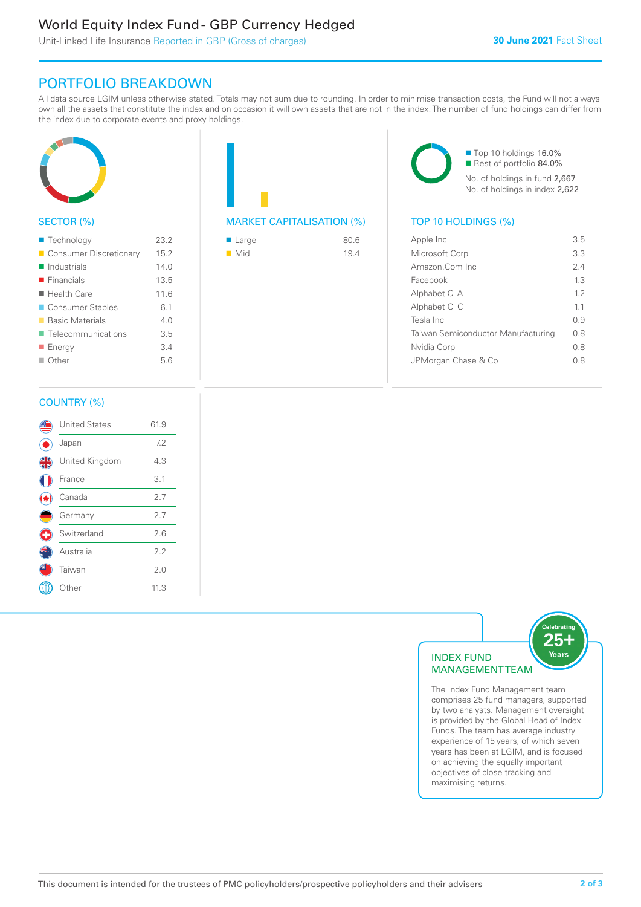# World Equity Index Fund - GBP Currency Hedged

Unit-Linked Life Insurance Reported in GBP (Gross of charges)

**30 June 2021** Fact Sheet

## PORTFOLIO BREAKDOWN

All data source LGIM unless otherwise stated. Totals may not sum due to rounding. In order to minimise transaction costs, the Fund will not always own all the assets that constitute the index and on occasion it will own assets that are not in the index. The number of fund holdings can differ from the index due to corporate events and proxy holdings.

### SECTOR (%)

| Sector | % |
|---|---|
| Technology | 23.2 |
| Consumer Discretionary | 15.2 |
| Industrials | 14.0 |
| Financials | 13.5 |
| Health Care | 11.6 |
| Consumer Staples | 6.1 |
| Basic Materials | 4.0 |
| Telecommunications | 3.5 |
| Energy | 3.4 |
| Other | 5.6 |

### MARKET CAPITALISATION (%)

| Market Capitalisation | % |
|---|---|
| Large | 80.6 |
| Mid | 19.4 |

Top 10 holdings 16.0%
Rest of portfolio 84.0%

No. of holdings in fund 2,667
No. of holdings in index 2,622

### TOP 10 HOLDINGS (%)

| Holding | % |
|---|---|
| Apple Inc | 3.5 |
| Microsoft Corp | 3.3 |
| Amazon.Com Inc | 2.4 |
| Facebook | 1.3 |
| Alphabet Cl A | 1.2 |
| Alphabet Cl C | 1.1 |
| Tesla Inc | 0.9 |
| Taiwan Semiconductor Manufacturing | 0.8 |
| Nvidia Corp | 0.8 |
| JPMorgan Chase & Co | 0.8 |

### COUNTRY (%)

| Country | % |
|---|---|
| United States | 61.9 |
| Japan | 7.2 |
| United Kingdom | 4.3 |
| France | 3.1 |
| Canada | 2.7 |
| Germany | 2.7 |
| Switzerland | 2.6 |
| Australia | 2.2 |
| Taiwan | 2.0 |
| Other | 11.3 |

### INDEX FUND MANAGEMENT TEAM

Celebrating 25+ Years

The Index Fund Management team comprises 25 fund managers, supported by two analysts. Management oversight is provided by the Global Head of Index Funds. The team has average industry experience of 15 years, of which seven years has been at LGIM, and is focused on achieving the equally important objectives of close tracking and maximising returns.

This document is intended for the trustees of PMC policyholders/prospective policyholders and their advisers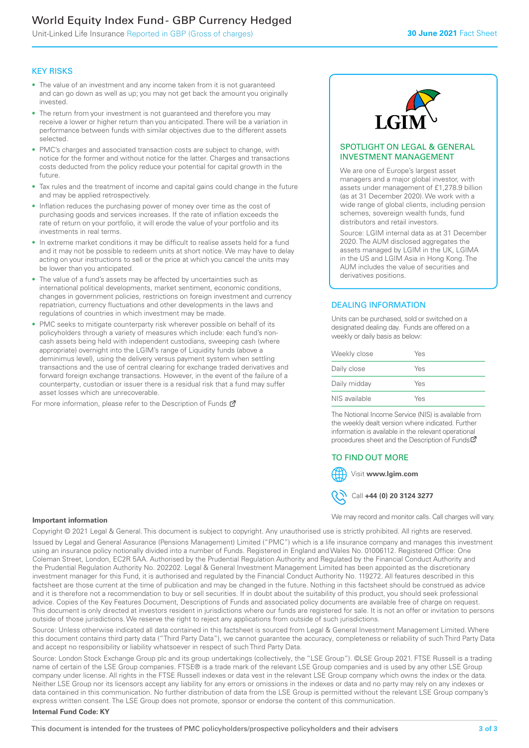## KEY RISKS

- The value of an investment and any income taken from it is not guaranteed and can go down as well as up; you may not get back the amount you originally invested.
- The return from your investment is not guaranteed and therefore you may receive a lower or higher return than you anticipated. There will be a variation in performance between funds with similar objectives due to the different assets selected.
- PMC's charges and associated transaction costs are subject to change, with notice for the former and without notice for the latter. Charges and transactions costs deducted from the policy reduce your potential for capital growth in the future.
- Tax rules and the treatment of income and capital gains could change in the future and may be applied retrospectively.
- Inflation reduces the purchasing power of money over time as the cost of purchasing goods and services increases. If the rate of inflation exceeds the rate of return on your portfolio, it will erode the value of your portfolio and its investments in real terms.
- In extreme market conditions it may be difficult to realise assets held for a fund and it may not be possible to redeem units at short notice. We may have to delay acting on your instructions to sell or the price at which you cancel the units may be lower than you anticipated.
- The value of a fund's assets may be affected by uncertainties such as international political developments, market sentiment, economic conditions, changes in government policies, restrictions on foreign investment and currency repatriation, currency fluctuations and other developments in the laws and regulations of countries in which investment may be made.
- PMC seeks to mitigate counterparty risk wherever possible on behalf of its policyholders through a variety of measures which include: each fund's non-cash assets being held with independent custodians, sweeping cash (where appropriate) overnight into the LGIM's range of Liquidity funds (above a deminimus level), using the delivery versus payment system when settling transactions and the use of central clearing for exchange traded derivatives and forward foreign exchange transactions. However, in the event of the failure of a counterparty, custodian or issuer there is a residual risk that a fund may suffer asset losses which are unrecoverable.

For more information, please refer to the Description of Funds

## SPOTLIGHT ON LEGAL & GENERAL INVESTMENT MANAGEMENT

We are one of Europe's largest asset managers and a major global investor, with assets under management of £1,278.9 billion (as at 31 December 2020). We work with a wide range of global clients, including pension schemes, sovereign wealth funds, fund distributors and retail investors.

Source: LGIM internal data as at 31 December 2020. The AUM disclosed aggregates the assets managed by LGIM in the UK, LGIMA in the US and LGIM Asia in Hong Kong. The AUM includes the value of securities and derivatives positions.

## DEALING INFORMATION

Units can be purchased, sold or switched on a designated dealing day. Funds are offered on a weekly or daily basis as below:

| | |
|---|---|
| Weekly close | Yes |
| Daily close | Yes |
| Daily midday | Yes |
| NIS available | Yes |

The Notional Income Service (NIS) is available from the weekly dealt version where indicated. Further information is available in the relevant operational procedures sheet and the Description of Funds

## TO FIND OUT MORE

Visit **www.lgim.com**

Call **+44 (0) 20 3124 3277**

We may record and monitor calls. Call charges will vary.

**Important information**

Copyright © 2021 Legal & General. This document is subject to copyright. Any unauthorised use is strictly prohibited. All rights are reserved.

Issued by Legal and General Assurance (Pensions Management) Limited ("PMC") which is a life insurance company and manages this investment using an insurance policy notionally divided into a number of Funds. Registered in England and Wales No. 01006112. Registered Office: One Coleman Street, London, EC2R 5AA. Authorised by the Prudential Regulation Authority and Regulated by the Financial Conduct Authority and the Prudential Regulation Authority No. 202202. Legal & General Investment Management Limited has been appointed as the discretionary investment manager for this Fund, it is authorised and regulated by the Financial Conduct Authority No. 119272. All features described in this factsheet are those current at the time of publication and may be changed in the future. Nothing in this factsheet should be construed as advice and it is therefore not a recommendation to buy or sell securities. If in doubt about the suitability of this product, you should seek professional advice. Copies of the Key Features Document, Descriptions of Funds and associated policy documents are available free of charge on request. This document is only directed at investors resident in jurisdictions where our funds are registered for sale. It is not an offer or invitation to persons outside of those jurisdictions. We reserve the right to reject any applications from outside of such jurisdictions.

Source: Unless otherwise indicated all data contained in this factsheet is sourced from Legal & General Investment Management Limited. Where this document contains third party data ("Third Party Data"), we cannot guarantee the accuracy, completeness or reliability of such Third Party Data and accept no responsibility or liability whatsoever in respect of such Third Party Data.

Source: London Stock Exchange Group plc and its group undertakings (collectively, the "LSE Group"). ©LSE Group 2021. FTSE Russell is a trading name of certain of the LSE Group companies. FTSE® is a trade mark of the relevant LSE Group companies and is used by any other LSE Group company under license. All rights in the FTSE Russell indexes or data vest in the relevant LSE Group company which owns the index or the data. Neither LSE Group nor its licensors accept any liability for any errors or omissions in the indexes or data and no party may rely on any indexes or data contained in this communication. No further distribution of data from the LSE Group is permitted without the relevant LSE Group company's express written consent. The LSE Group does not promote, sponsor or endorse the content of this communication.

**Internal Fund Code: KY**

This document is intended for the trustees of PMC policyholders/prospective policyholders and their advisers